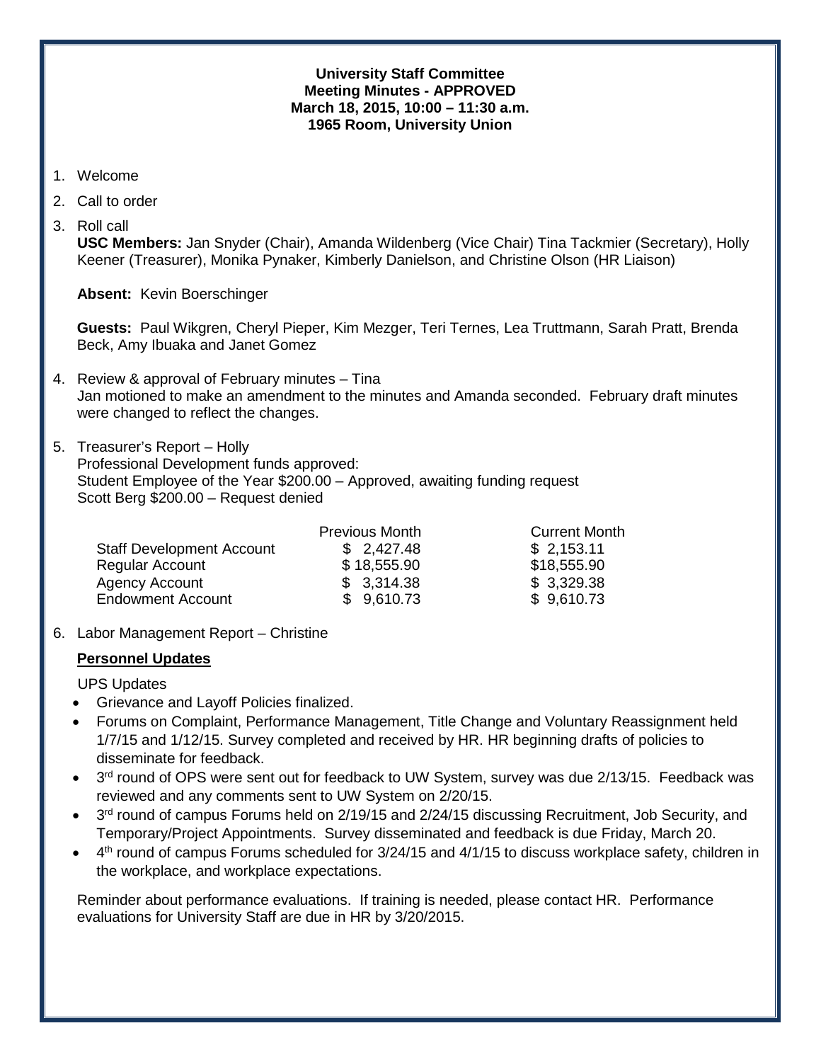**University Staff Committee**
**Meeting Minutes - APPROVED**
**March 18, 2015, 10:00 – 11:30 a.m.**
**1965 Room, University Union**

1. Welcome
2. Call to order
3. Roll call
   **USC Members:** Jan Snyder (Chair), Amanda Wildenberg (Vice Chair) Tina Tackmier (Secretary), Holly Keener (Treasurer), Monika Pynaker, Kimberly Danielson, and Christine Olson (HR Liaison)

   **Absent:** Kevin Boerschinger

   **Guests:** Paul Wikgren, Cheryl Pieper, Kim Mezger, Teri Ternes, Lea Truttmann, Sarah Pratt, Brenda Beck, Amy Ibuaka and Janet Gomez

4. Review & approval of February minutes – Tina
   Jan motioned to make an amendment to the minutes and Amanda seconded. February draft minutes were changed to reflect the changes.

5. Treasurer's Report – Holly
   Professional Development funds approved:
   Student Employee of the Year $200.00 – Approved, awaiting funding request
   Scott Berg $200.00 – Request denied

| | Previous Month | Current Month |
|---|---|---|
| Staff Development Account | $ 2,427.48 | $ 2,153.11 |
| Regular Account | $ 18,555.90 | $18,555.90 |
| Agency Account | $ 3,314.38 | $ 3,329.38 |
| Endowment Account | $ 9,610.73 | $ 9,610.73 |

6. Labor Management Report – Christine

   **Personnel Updates**

   UPS Updates
   - Grievance and Layoff Policies finalized.
   - Forums on Complaint, Performance Management, Title Change and Voluntary Reassignment held 1/7/15 and 1/12/15. Survey completed and received by HR. HR beginning drafts of policies to disseminate for feedback.
   - 3rd round of OPS were sent out for feedback to UW System, survey was due 2/13/15. Feedback was reviewed and any comments sent to UW System on 2/20/15.
   - 3rd round of campus Forums held on 2/19/15 and 2/24/15 discussing Recruitment, Job Security, and Temporary/Project Appointments. Survey disseminated and feedback is due Friday, March 20.
   - 4th round of campus Forums scheduled for 3/24/15 and 4/1/15 to discuss workplace safety, children in the workplace, and workplace expectations.

   Reminder about performance evaluations. If training is needed, please contact HR. Performance evaluations for University Staff are due in HR by 3/20/2015.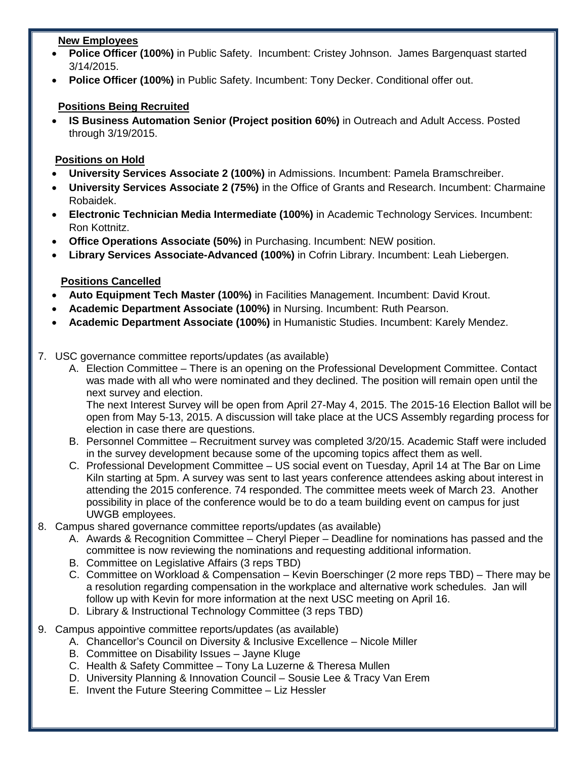**New Employees**

- **Police Officer (100%)** in Public Safety. Incumbent: Cristey Johnson. James Bargenquast started 3/14/2015.
- **Police Officer (100%)** in Public Safety. Incumbent: Tony Decker. Conditional offer out.

**Positions Being Recruited**

- **IS Business Automation Senior (Project position 60%)** in Outreach and Adult Access. Posted through 3/19/2015.

**Positions on Hold**

- **University Services Associate 2 (100%)** in Admissions. Incumbent: Pamela Bramschreiber.
- **University Services Associate 2 (75%)** in the Office of Grants and Research. Incumbent: Charmaine Robaidek.
- **Electronic Technician Media Intermediate (100%)** in Academic Technology Services. Incumbent: Ron Kottnitz.
- **Office Operations Associate (50%)** in Purchasing. Incumbent: NEW position.
- **Library Services Associate-Advanced (100%)** in Cofrin Library. Incumbent: Leah Liebergen.

**Positions Cancelled**

- **Auto Equipment Tech Master (100%)** in Facilities Management. Incumbent: David Krout.
- **Academic Department Associate (100%)** in Nursing. Incumbent: Ruth Pearson.
- **Academic Department Associate (100%)** in Humanistic Studies. Incumbent: Karely Mendez.

7. USC governance committee reports/updates (as available)
   A. Election Committee – There is an opening on the Professional Development Committee. Contact was made with all who were nominated and they declined. The position will remain open until the next survey and election.
   The next Interest Survey will be open from April 27-May 4, 2015. The 2015-16 Election Ballot will be open from May 5-13, 2015. A discussion will take place at the UCS Assembly regarding process for election in case there are questions.
   B. Personnel Committee – Recruitment survey was completed 3/20/15. Academic Staff were included in the survey development because some of the upcoming topics affect them as well.
   C. Professional Development Committee – US social event on Tuesday, April 14 at The Bar on Lime Kiln starting at 5pm. A survey was sent to last years conference attendees asking about interest in attending the 2015 conference. 74 responded. The committee meets week of March 23. Another possibility in place of the conference would be to do a team building event on campus for just UWGB employees.
8. Campus shared governance committee reports/updates (as available)
   A. Awards & Recognition Committee – Cheryl Pieper – Deadline for nominations has passed and the committee is now reviewing the nominations and requesting additional information.
   B. Committee on Legislative Affairs (3 reps TBD)
   C. Committee on Workload & Compensation – Kevin Boerschinger (2 more reps TBD) – There may be a resolution regarding compensation in the workplace and alternative work schedules. Jan will follow up with Kevin for more information at the next USC meeting on April 16.
   D. Library & Instructional Technology Committee (3 reps TBD)
9. Campus appointive committee reports/updates (as available)
   A. Chancellor's Council on Diversity & Inclusive Excellence – Nicole Miller
   B. Committee on Disability Issues – Jayne Kluge
   C. Health & Safety Committee – Tony La Luzerne & Theresa Mullen
   D. University Planning & Innovation Council – Sousie Lee & Tracy Van Erem
   E. Invent the Future Steering Committee – Liz Hessler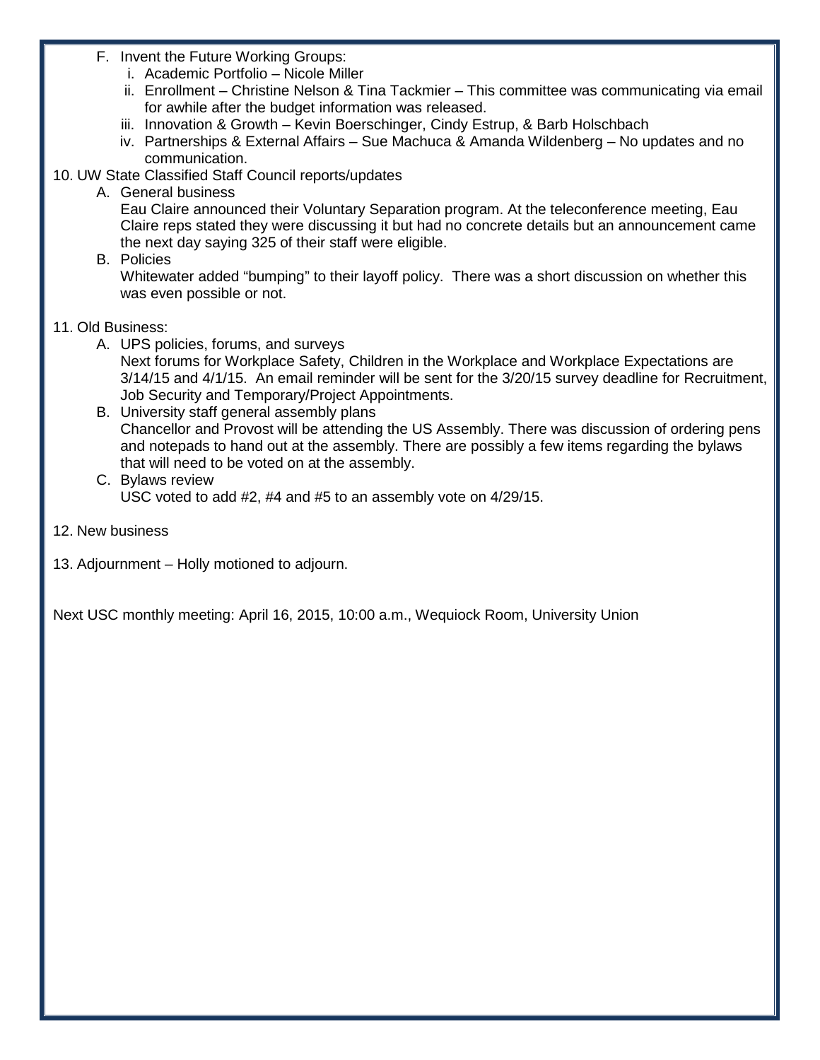F. Invent the Future Working Groups:
   i. Academic Portfolio – Nicole Miller
   ii. Enrollment – Christine Nelson & Tina Tackmier – This committee was communicating via email for awhile after the budget information was released.
   iii. Innovation & Growth – Kevin Boerschinger, Cindy Estrup, & Barb Holschbach
   iv. Partnerships & External Affairs – Sue Machuca & Amanda Wildenberg – No updates and no communication.

10. UW State Classified Staff Council reports/updates
   A. General business
   Eau Claire announced their Voluntary Separation program. At the teleconference meeting, Eau Claire reps stated they were discussing it but had no concrete details but an announcement came the next day saying 325 of their staff were eligible.
   B. Policies
   Whitewater added "bumping" to their layoff policy. There was a short discussion on whether this was even possible or not.

11. Old Business:
   A. UPS policies, forums, and surveys
   Next forums for Workplace Safety, Children in the Workplace and Workplace Expectations are 3/14/15 and 4/1/15. An email reminder will be sent for the 3/20/15 survey deadline for Recruitment, Job Security and Temporary/Project Appointments.
   B. University staff general assembly plans
   Chancellor and Provost will be attending the US Assembly. There was discussion of ordering pens and notepads to hand out at the assembly. There are possibly a few items regarding the bylaws that will need to be voted on at the assembly.
   C. Bylaws review
   USC voted to add #2, #4 and #5 to an assembly vote on 4/29/15.

12. New business

13. Adjournment – Holly motioned to adjourn.

Next USC monthly meeting: April 16, 2015, 10:00 a.m., Wequiock Room, University Union